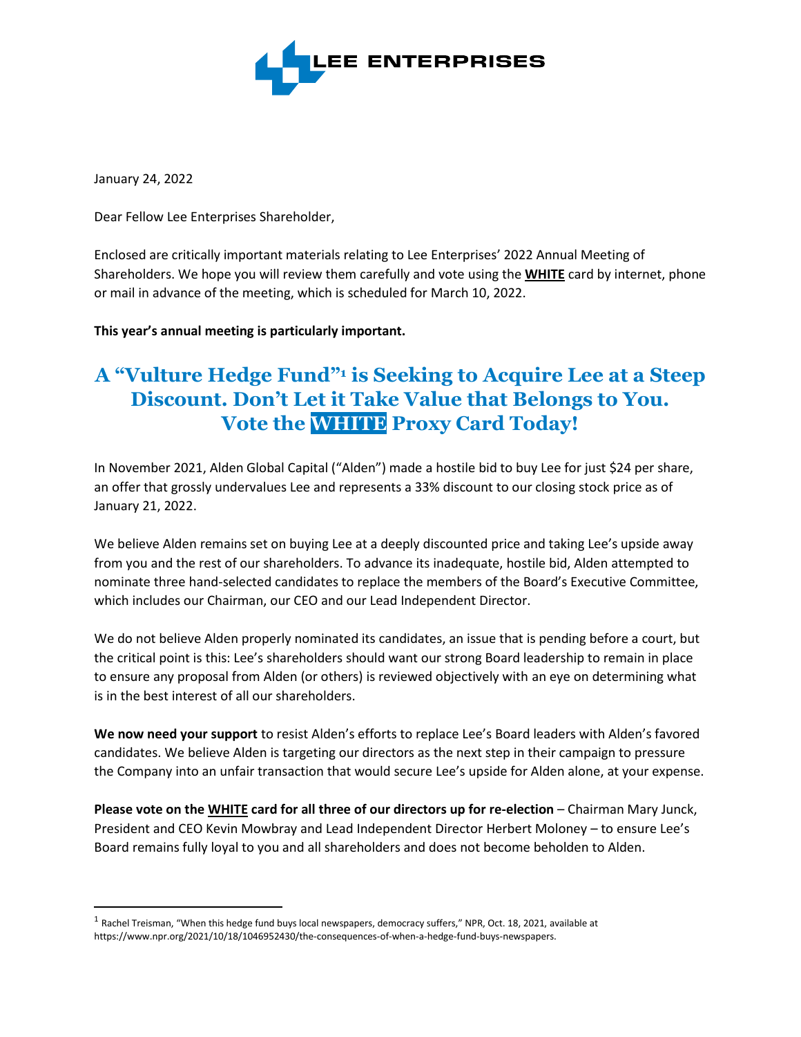LEE ENTERPRISES

January 24, 2022

Dear Fellow Lee Enterprises Shareholder,

Enclosed are critically important materials relating to Lee Enterprises' 2022 Annual Meeting of Shareholders. We hope you will review them carefully and vote using the **WHITE** card by internet, phone or mail in advance of the meeting, which is scheduled for March 10, 2022.

**This year's annual meeting is particularly important.**

# A "Vulture Hedge Fund"[1] is Seeking to Acquire Lee at a Steep Discount. Don't Let it Take Value that Belongs to You. Vote the WHITE Proxy Card Today!

In November 2021, Alden Global Capital ("Alden") made a hostile bid to buy Lee for just $24 per share, an offer that grossly undervalues Lee and represents a 33% discount to our closing stock price as of January 21, 2022.

We believe Alden remains set on buying Lee at a deeply discounted price and taking Lee's upside away from you and the rest of our shareholders. To advance its inadequate, hostile bid, Alden attempted to nominate three hand-selected candidates to replace the members of the Board's Executive Committee, which includes our Chairman, our CEO and our Lead Independent Director.

We do not believe Alden properly nominated its candidates, an issue that is pending before a court, but the critical point is this: Lee's shareholders should want our strong Board leadership to remain in place to ensure any proposal from Alden (or others) is reviewed objectively with an eye on determining what is in the best interest of all our shareholders.

**We now need your support** to resist Alden's efforts to replace Lee's Board leaders with Alden's favored candidates. We believe Alden is targeting our directors as the next step in their campaign to pressure the Company into an unfair transaction that would secure Lee's upside for Alden alone, at your expense.

**Please vote on the WHITE card for all three of our directors up for re-election** – Chairman Mary Junck, President and CEO Kevin Mowbray and Lead Independent Director Herbert Moloney – to ensure Lee's Board remains fully loyal to you and all shareholders and does not become beholden to Alden.

---

[1] Rachel Treisman, "When this hedge fund buys local newspapers, democracy suffers," NPR, Oct. 18, 2021, available at https://www.npr.org/2021/10/18/1046952430/the-consequences-of-when-a-hedge-fund-buys-newspapers.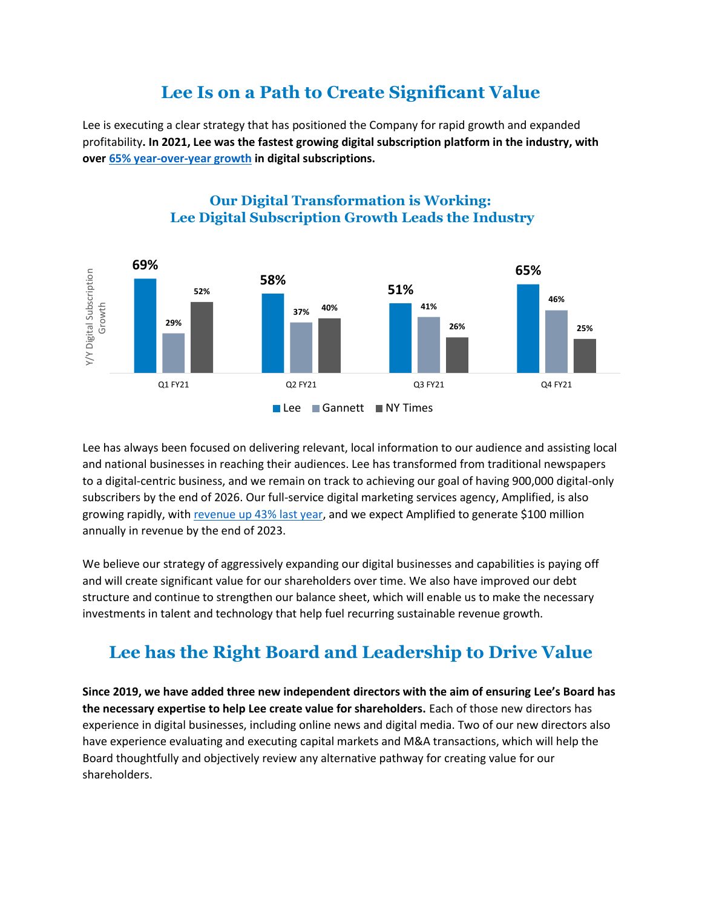# Lee Is on a Path to Create Significant Value

Lee is executing a clear strategy that has positioned the Company for rapid growth and expanded profitability**. In 2021, Lee was the fastest growing digital subscription platform in the industry, with over 65% year-over-year growth in digital subscriptions.**

## Our Digital Transformation is Working: Lee Digital Subscription Growth Leads the Industry

| Y/Y Digital Subscription Growth | Lee | Gannett | NY Times |
| --- | --- | --- | --- |
| Q1 FY21 | 69% | 29% | 52% |
| Q2 FY21 | 58% | 37% | 40% |
| Q3 FY21 | 51% | 41% | 26% |
| Q4 FY21 | 65% | 46% | 25% |

Lee has always been focused on delivering relevant, local information to our audience and assisting local and national businesses in reaching their audiences. Lee has transformed from traditional newspapers to a digital-centric business, and we remain on track to achieving our goal of having 900,000 digital-only subscribers by the end of 2026. Our full-service digital marketing services agency, Amplified, is also growing rapidly, with revenue up 43% last year, and we expect Amplified to generate $100 million annually in revenue by the end of 2023.

We believe our strategy of aggressively expanding our digital businesses and capabilities is paying off and will create significant value for our shareholders over time. We also have improved our debt structure and continue to strengthen our balance sheet, which will enable us to make the necessary investments in talent and technology that help fuel recurring sustainable revenue growth.

# Lee has the Right Board and Leadership to Drive Value

**Since 2019, we have added three new independent directors with the aim of ensuring Lee's Board has the necessary expertise to help Lee create value for shareholders.** Each of those new directors has experience in digital businesses, including online news and digital media. Two of our new directors also have experience evaluating and executing capital markets and M&A transactions, which will help the Board thoughtfully and objectively review any alternative pathway for creating value for our shareholders.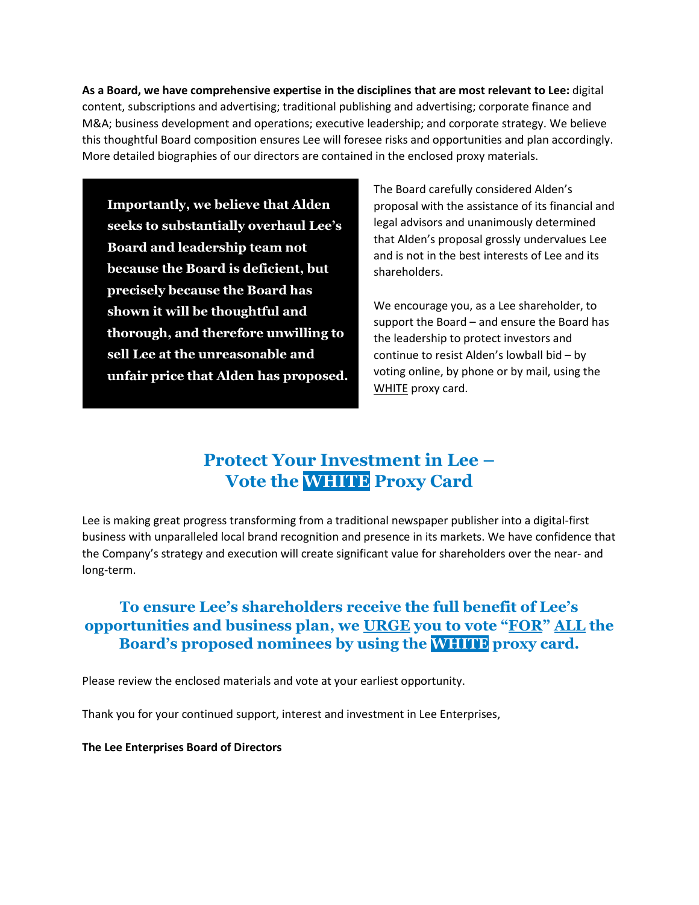**As a Board, we have comprehensive expertise in the disciplines that are most relevant to Lee:** digital content, subscriptions and advertising; traditional publishing and advertising; corporate finance and M&A; business development and operations; executive leadership; and corporate strategy. We believe this thoughtful Board composition ensures Lee will foresee risks and opportunities and plan accordingly. More detailed biographies of our directors are contained in the enclosed proxy materials.

**Importantly, we believe that Alden seeks to substantially overhaul Lee's Board and leadership team not because the Board is deficient, but precisely because the Board has shown it will be thoughtful and thorough, and therefore unwilling to sell Lee at the unreasonable and unfair price that Alden has proposed.**

The Board carefully considered Alden's proposal with the assistance of its financial and legal advisors and unanimously determined that Alden's proposal grossly undervalues Lee and is not in the best interests of Lee and its shareholders.

We encourage you, as a Lee shareholder, to support the Board – and ensure the Board has the leadership to protect investors and continue to resist Alden's lowball bid – by voting online, by phone or by mail, using the WHITE proxy card.

## Protect Your Investment in Lee – Vote the WHITE Proxy Card

Lee is making great progress transforming from a traditional newspaper publisher into a digital-first business with unparalleled local brand recognition and presence in its markets. We have confidence that the Company's strategy and execution will create significant value for shareholders over the near- and long-term.

### To ensure Lee's shareholders receive the full benefit of Lee's opportunities and business plan, we URGE you to vote "FOR" ALL the Board's proposed nominees by using the WHITE proxy card.

Please review the enclosed materials and vote at your earliest opportunity.

Thank you for your continued support, interest and investment in Lee Enterprises,

**The Lee Enterprises Board of Directors**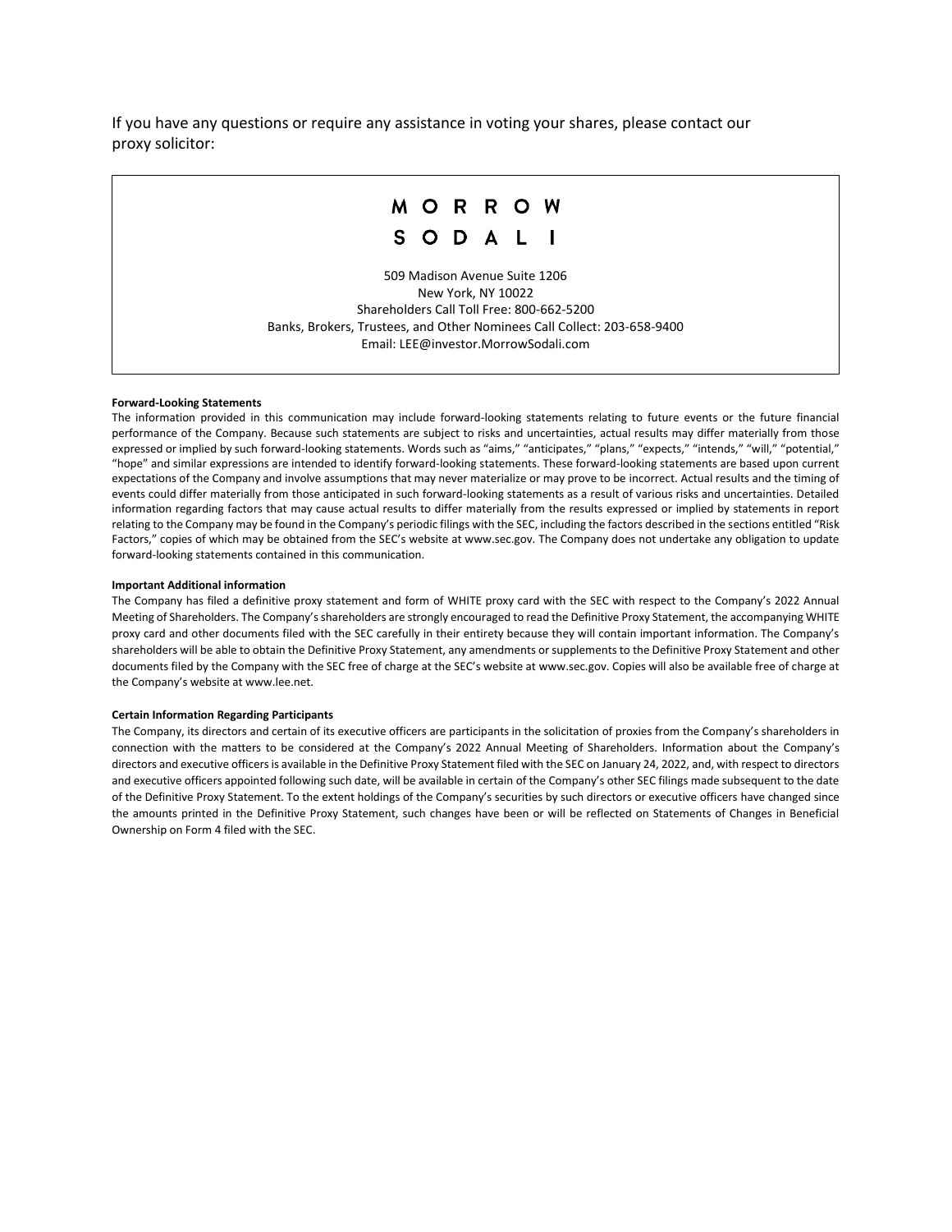If you have any questions or require any assistance in voting your shares, please contact our proxy solicitor:

MORROW SODALI

509 Madison Avenue Suite 1206
New York, NY 10022
Shareholders Call Toll Free: 800-662-5200
Banks, Brokers, Trustees, and Other Nominees Call Collect: 203-658-9400
Email: LEE@investor.MorrowSodali.com

**Forward-Looking Statements**

The information provided in this communication may include forward-looking statements relating to future events or the future financial performance of the Company. Because such statements are subject to risks and uncertainties, actual results may differ materially from those expressed or implied by such forward-looking statements. Words such as "aims," "anticipates," "plans," "expects," "intends," "will," "potential," "hope" and similar expressions are intended to identify forward-looking statements. These forward-looking statements are based upon current expectations of the Company and involve assumptions that may never materialize or may prove to be incorrect. Actual results and the timing of events could differ materially from those anticipated in such forward-looking statements as a result of various risks and uncertainties. Detailed information regarding factors that may cause actual results to differ materially from the results expressed or implied by statements in report relating to the Company may be found in the Company's periodic filings with the SEC, including the factors described in the sections entitled "Risk Factors," copies of which may be obtained from the SEC's website at www.sec.gov. The Company does not undertake any obligation to update forward-looking statements contained in this communication.

**Important Additional information**

The Company has filed a definitive proxy statement and form of WHITE proxy card with the SEC with respect to the Company's 2022 Annual Meeting of Shareholders. The Company's shareholders are strongly encouraged to read the Definitive Proxy Statement, the accompanying WHITE proxy card and other documents filed with the SEC carefully in their entirety because they will contain important information. The Company's shareholders will be able to obtain the Definitive Proxy Statement, any amendments or supplements to the Definitive Proxy Statement and other documents filed by the Company with the SEC free of charge at the SEC's website at www.sec.gov. Copies will also be available free of charge at the Company's website at www.lee.net.

**Certain Information Regarding Participants**

The Company, its directors and certain of its executive officers are participants in the solicitation of proxies from the Company's shareholders in connection with the matters to be considered at the Company's 2022 Annual Meeting of Shareholders. Information about the Company's directors and executive officers is available in the Definitive Proxy Statement filed with the SEC on January 24, 2022, and, with respect to directors and executive officers appointed following such date, will be available in certain of the Company's other SEC filings made subsequent to the date of the Definitive Proxy Statement. To the extent holdings of the Company's securities by such directors or executive officers have changed since the amounts printed in the Definitive Proxy Statement, such changes have been or will be reflected on Statements of Changes in Beneficial Ownership on Form 4 filed with the SEC.